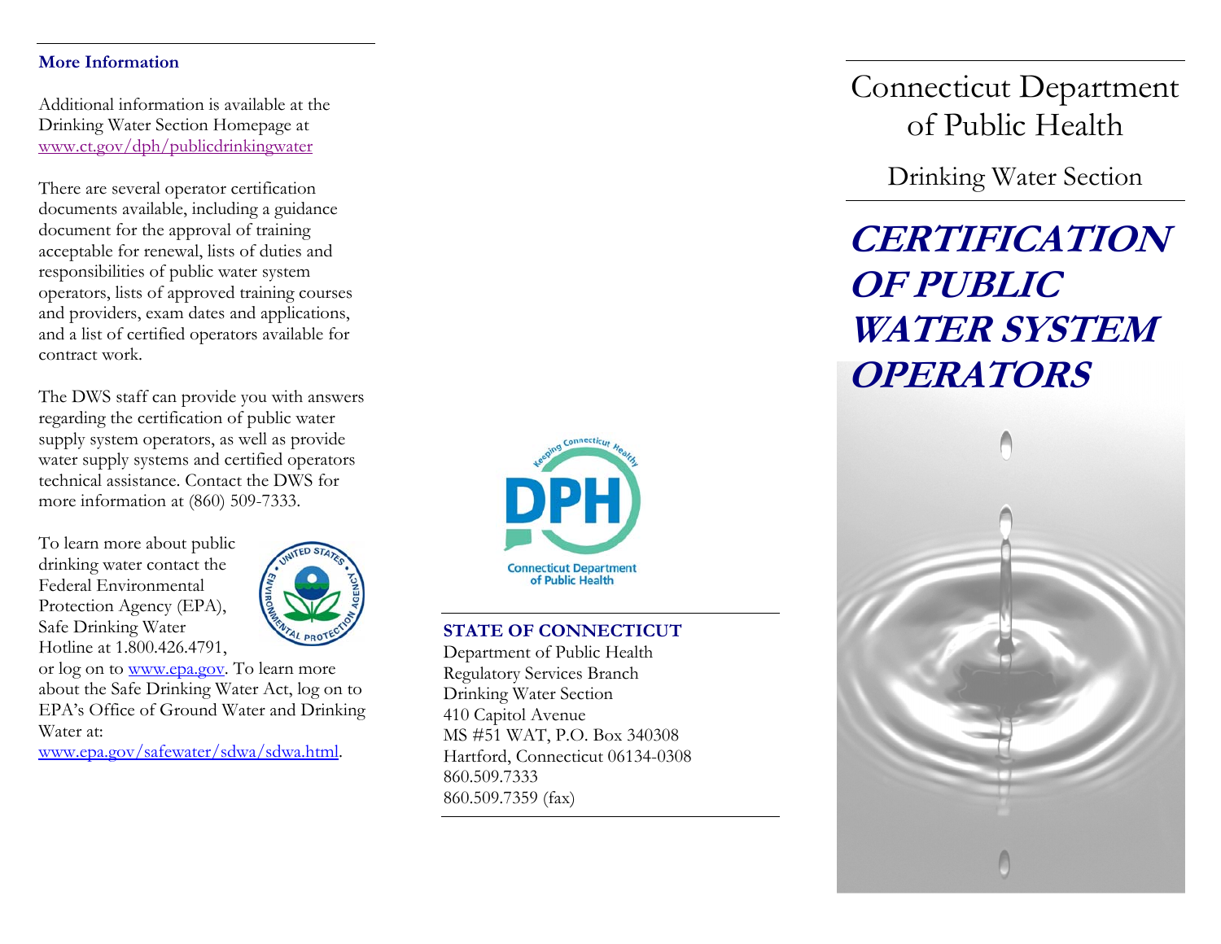## More Information

Additional information is available at the Drinking Water Section Homepage at www.ct.gov/dph/publicdrinkingwater

There are several operator certification documents available, including a guidance document for the approval of training acceptable for renewal, lists of duties and responsibilities of public water system operators, lists of approved training courses and providers, exam dates and applications, and a list of certified operators available for contract work.

The DWS staff can provide you with answers regarding the certification of public water supply system operators, as well as provide water supply systems and certified operators technical assistance. Contact the DWS for more information at (860) 509-7333.

To learn more about public drinking water contact the Federal Environmental Protection Agency (EPA), Safe Drinking Water Hotline at 1.800.426.4791, or log on to www.epa.gov. To learn more about the Safe Drinking Water Act, log on to EPA's Office of Ground Water and Drinking Water at: www.epa.gov/safewater/sdwa/sdwa.html.

Keeping Connecticut Healthy

DPH

Connecticut Department of Public Health

**STATE OF CONNECTICUT**
Department of Public Health
Regulatory Services Branch
Drinking Water Section
410 Capitol Avenue
MS #51 WAT, P.O. Box 340308
Hartford, Connecticut 06134-0308
860.509.7333
860.509.7359 (fax)

# Connecticut Department of Public Health

## Drinking Water Section

# *CERTIFICATION OF PUBLIC WATER SYSTEM OPERATORS*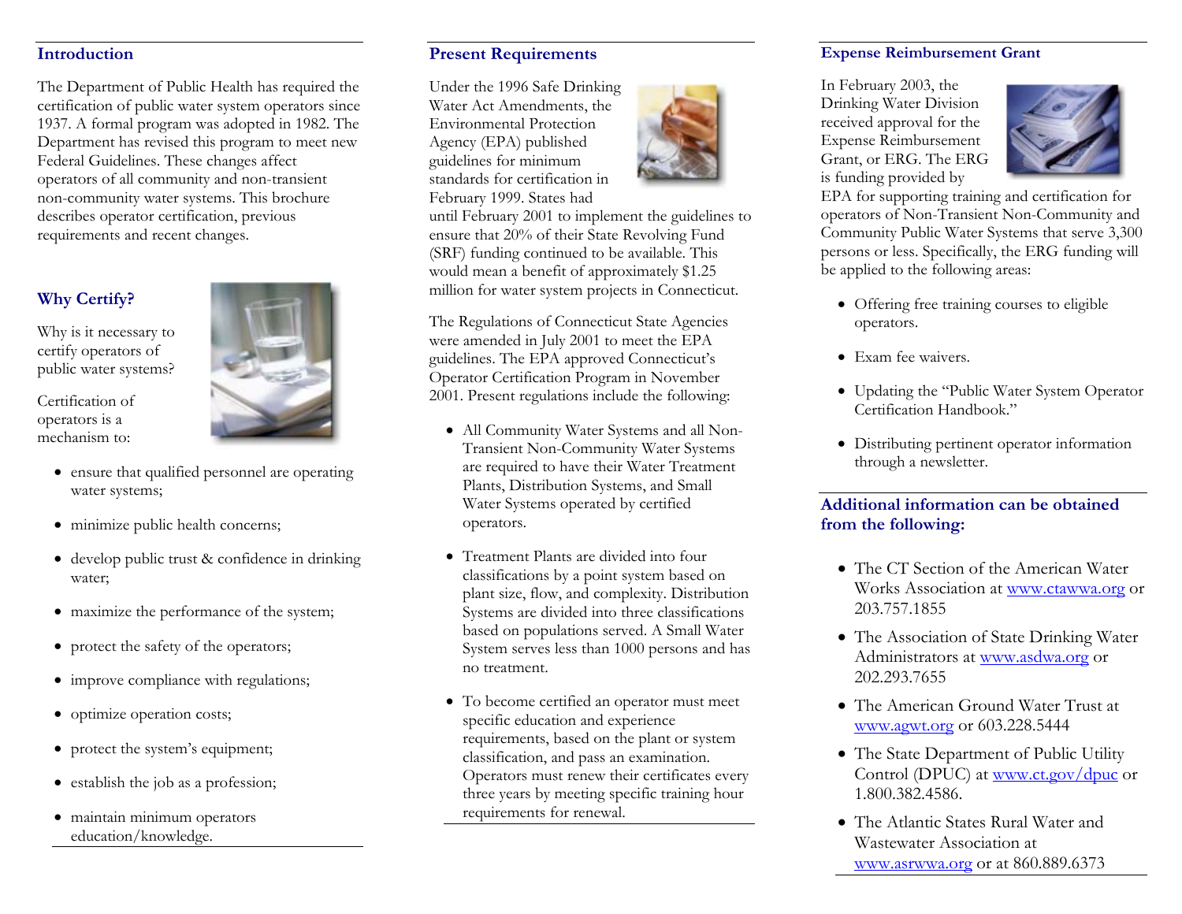## Introduction

The Department of Public Health has required the certification of public water system operators since 1937. A formal program was adopted in 1982. The Department has revised this program to meet new Federal Guidelines. These changes affect operators of all community and non-transient non-community water systems. This brochure describes operator certification, previous requirements and recent changes.

## Why Certify?

Why is it necessary to certify operators of public water systems?

Certification of operators is a mechanism to:

- ensure that qualified personnel are operating water systems;
- minimize public health concerns;
- develop public trust & confidence in drinking water;
- maximize the performance of the system;
- protect the safety of the operators;
- improve compliance with regulations;
- optimize operation costs;
- protect the system's equipment;
- establish the job as a profession;
- maintain minimum operators education/knowledge.

## Present Requirements

Under the 1996 Safe Drinking Water Act Amendments, the Environmental Protection Agency (EPA) published guidelines for minimum standards for certification in February 1999. States had until February 2001 to implement the guidelines to ensure that 20% of their State Revolving Fund (SRF) funding continued to be available. This would mean a benefit of approximately $1.25 million for water system projects in Connecticut.

The Regulations of Connecticut State Agencies were amended in July 2001 to meet the EPA guidelines. The EPA approved Connecticut's Operator Certification Program in November 2001. Present regulations include the following:

- All Community Water Systems and all Non-Transient Non-Community Water Systems are required to have their Water Treatment Plants, Distribution Systems, and Small Water Systems operated by certified operators.
- Treatment Plants are divided into four classifications by a point system based on plant size, flow, and complexity. Distribution Systems are divided into three classifications based on populations served. A Small Water System serves less than 1000 persons and has no treatment.
- To become certified an operator must meet specific education and experience requirements, based on the plant or system classification, and pass an examination. Operators must renew their certificates every three years by meeting specific training hour requirements for renewal.

## Expense Reimbursement Grant

In February 2003, the Drinking Water Division received approval for the Expense Reimbursement Grant, or ERG. The ERG is funding provided by EPA for supporting training and certification for operators of Non-Transient Non-Community and Community Public Water Systems that serve 3,300 persons or less. Specifically, the ERG funding will be applied to the following areas:

- Offering free training courses to eligible operators.
- Exam fee waivers.
- Updating the "Public Water System Operator Certification Handbook."
- Distributing pertinent operator information through a newsletter.

## Additional information can be obtained from the following:

- The CT Section of the American Water Works Association at www.ctawwa.org or 203.757.1855
- The Association of State Drinking Water Administrators at www.asdwa.org or 202.293.7655
- The American Ground Water Trust at www.agwt.org or 603.228.5444
- The State Department of Public Utility Control (DPUC) at www.ct.gov/dpuc or 1.800.382.4586.
- The Atlantic States Rural Water and Wastewater Association at www.asrwwa.org or at 860.889.6373